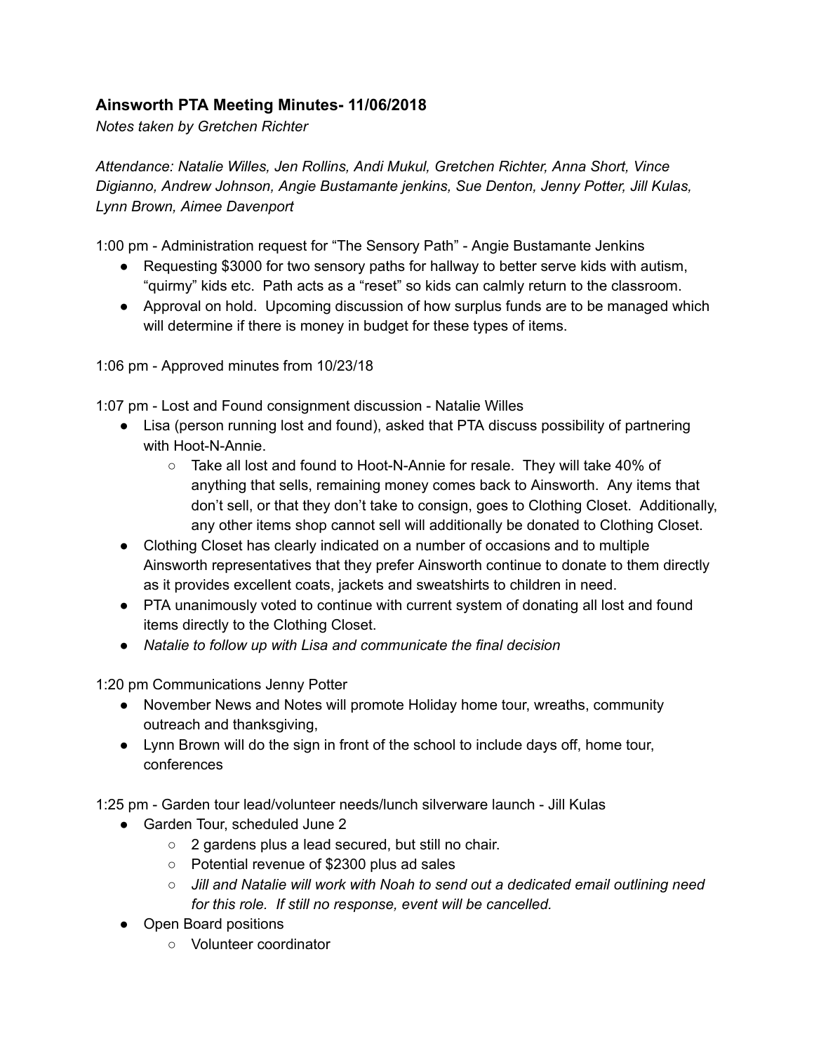## **Ainsworth PTA Meeting Minutes- 11/06/2018**

*Notes taken by Gretchen Richter*

*Attendance: Natalie Willes, Jen Rollins, Andi Mukul, Gretchen Richter, Anna Short, Vince Digianno, Andrew Johnson, Angie Bustamante jenkins, Sue Denton, Jenny Potter, Jill Kulas, Lynn Brown, Aimee Davenport*

1:00 pm - Administration request for "The Sensory Path" - Angie Bustamante Jenkins

- Requesting $3000 for two sensory paths for hallway to better serve kids with autism, "quirmy" kids etc. Path acts as a "reset" so kids can calmly return to the classroom.
- Approval on hold. Upcoming discussion of how surplus funds are to be managed which will determine if there is money in budget for these types of items.

1:06 pm - Approved minutes from 10/23/18

1:07 pm - Lost and Found consignment discussion - Natalie Willes

- Lisa (person running lost and found), asked that PTA discuss possibility of partnering with Hoot-N-Annie.
  - Take all lost and found to Hoot-N-Annie for resale. They will take 40% of anything that sells, remaining money comes back to Ainsworth. Any items that don't sell, or that they don't take to consign, goes to Clothing Closet. Additionally, any other items shop cannot sell will additionally be donated to Clothing Closet.
- Clothing Closet has clearly indicated on a number of occasions and to multiple Ainsworth representatives that they prefer Ainsworth continue to donate to them directly as it provides excellent coats, jackets and sweatshirts to children in need.
- PTA unanimously voted to continue with current system of donating all lost and found items directly to the Clothing Closet.
- *Natalie to follow up with Lisa and communicate the final decision*

1:20 pm Communications Jenny Potter

- November News and Notes will promote Holiday home tour, wreaths, community outreach and thanksgiving,
- Lynn Brown will do the sign in front of the school to include days off, home tour, conferences

1:25 pm - Garden tour lead/volunteer needs/lunch silverware launch - Jill Kulas

- Garden Tour, scheduled June 2
  - 2 gardens plus a lead secured, but still no chair.
  - Potential revenue of $2300 plus ad sales
  - *Jill and Natalie will work with Noah to send out a dedicated email outlining need for this role. If still no response, event will be cancelled.*
- Open Board positions
  - Volunteer coordinator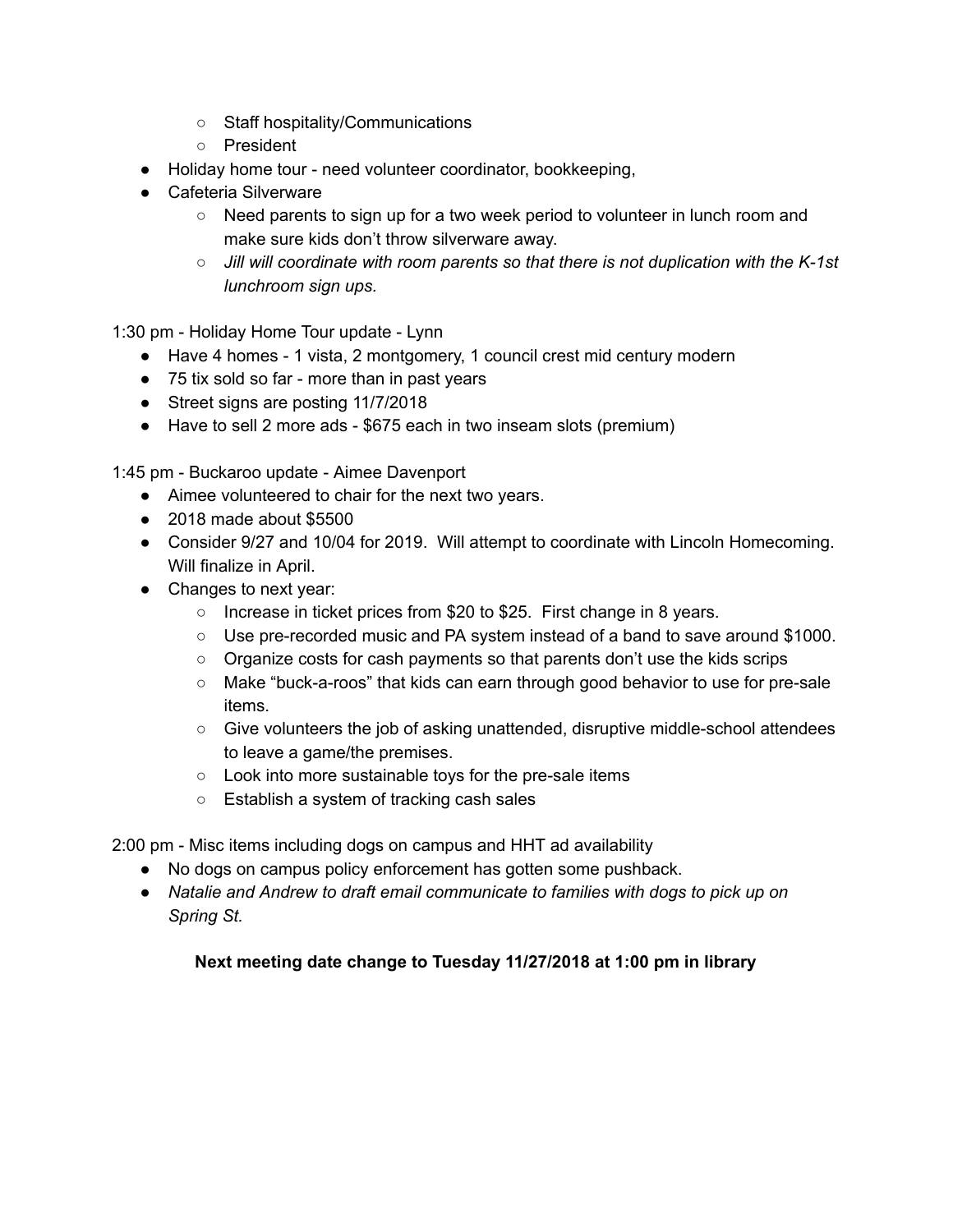- Staff hospitality/Communications
    - President
- Holiday home tour - need volunteer coordinator, bookkeeping,
- Cafeteria Silverware
    - Need parents to sign up for a two week period to volunteer in lunch room and make sure kids don't throw silverware away.
    - *Jill will coordinate with room parents so that there is not duplication with the K-1st lunchroom sign ups.*

1:30 pm - Holiday Home Tour update - Lynn

- Have 4 homes - 1 vista, 2 montgomery, 1 council crest mid century modern
- 75 tix sold so far - more than in past years
- Street signs are posting 11/7/2018
- Have to sell 2 more ads - $675 each in two inseam slots (premium)

1:45 pm - Buckaroo update - Aimee Davenport

- Aimee volunteered to chair for the next two years.
- 2018 made about $5500
- Consider 9/27 and 10/04 for 2019. Will attempt to coordinate with Lincoln Homecoming. Will finalize in April.
- Changes to next year:
    - Increase in ticket prices from $20 to $25. First change in 8 years.
    - Use pre-recorded music and PA system instead of a band to save around $1000.
    - Organize costs for cash payments so that parents don't use the kids scrips
    - Make "buck-a-roos" that kids can earn through good behavior to use for pre-sale items.
    - Give volunteers the job of asking unattended, disruptive middle-school attendees to leave a game/the premises.
    - Look into more sustainable toys for the pre-sale items
    - Establish a system of tracking cash sales

2:00 pm - Misc items including dogs on campus and HHT ad availability

- No dogs on campus policy enforcement has gotten some pushback.
- *Natalie and Andrew to draft email communicate to families with dogs to pick up on Spring St.*

**Next meeting date change to Tuesday 11/27/2018 at 1:00 pm in library**